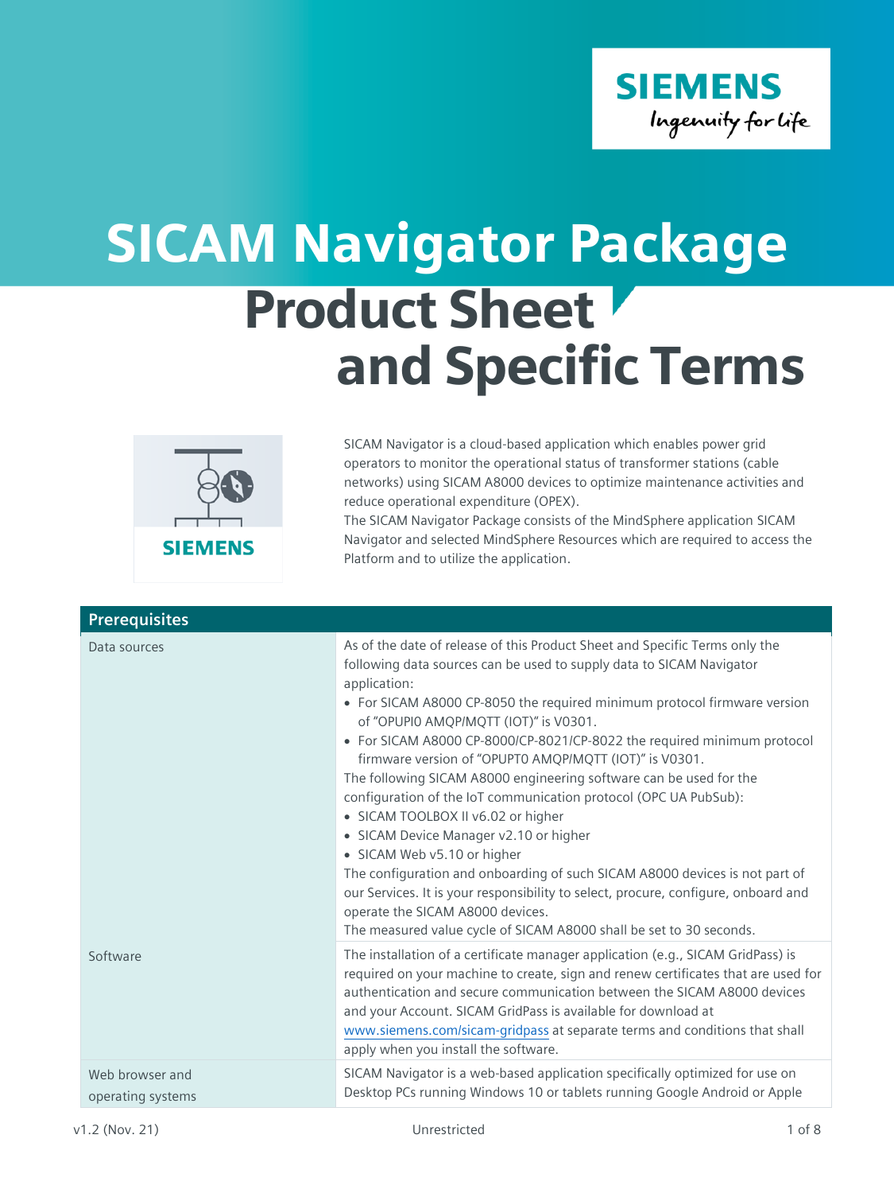# SICAM Navigator Package

## Product Sheet and Specific Terms

SICAM Navigator is a cloud-based application which enables power grid operators to monitor the operational status of transformer stations (cable networks) using SICAM A8000 devices to optimize maintenance activities and reduce operational expenditure (OPEX).
The SICAM Navigator Package consists of the MindSphere application SICAM Navigator and selected MindSphere Resources which are required to access the Platform and to utilize the application.

| Prerequisites | |
|---|---|
| Data sources | As of the date of release of this Product Sheet and Specific Terms only the following data sources can be used to supply data to SICAM Navigator application:<br>• For SICAM A8000 CP-8050 the required minimum protocol firmware version of "OPUPI0 AMQP/MQTT (IOT)" is V0301.<br>• For SICAM A8000 CP-8000/CP-8021/CP-8022 the required minimum protocol firmware version of "OPUPT0 AMQP/MQTT (IOT)" is V0301.<br>The following SICAM A8000 engineering software can be used for the configuration of the IoT communication protocol (OPC UA PubSub):<br>• SICAM TOOLBOX II v6.02 or higher<br>• SICAM Device Manager v2.10 or higher<br>• SICAM Web v5.10 or higher<br>The configuration and onboarding of such SICAM A8000 devices is not part of our Services. It is your responsibility to select, procure, configure, onboard and operate the SICAM A8000 devices.<br>The measured value cycle of SICAM A8000 shall be set to 30 seconds. |
| Software | The installation of a certificate manager application (e.g., SICAM GridPass) is required on your machine to create, sign and renew certificates that are used for authentication and secure communication between the SICAM A8000 devices and your Account. SICAM GridPass is available for download at www.siemens.com/sicam-gridpass at separate terms and conditions that shall apply when you install the software. |
| Web browser and operating systems | SICAM Navigator is a web-based application specifically optimized for use on Desktop PCs running Windows 10 or tablets running Google Android or Apple |

v1.2 (Nov. 21) Unrestricted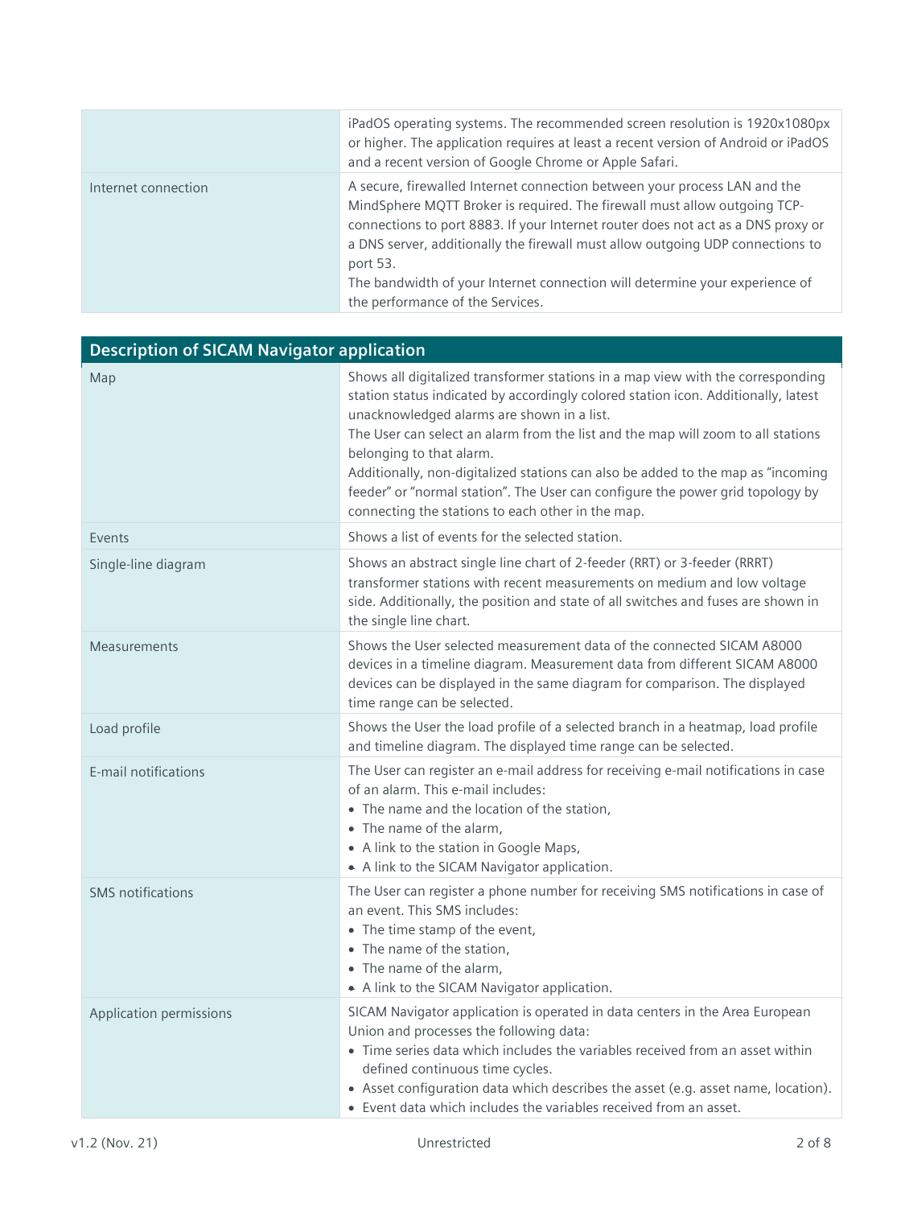| | |
|---|---|
| | iPadOS operating systems. The recommended screen resolution is 1920x1080px or higher. The application requires at least a recent version of Android or iPadOS and a recent version of Google Chrome or Apple Safari. |
| Internet connection | A secure, firewalled Internet connection between your process LAN and the MindSphere MQTT Broker is required. The firewall must allow outgoing TCP-connections to port 8883. If your Internet router does not act as a DNS proxy or a DNS server, additionally the firewall must allow outgoing UDP connections to port 53.<br>The bandwidth of your Internet connection will determine your experience of the performance of the Services. |

| Description of SICAM Navigator application | |
|---|---|
| Map | Shows all digitalized transformer stations in a map view with the corresponding station status indicated by accordingly colored station icon. Additionally, latest unacknowledged alarms are shown in a list.<br>The User can select an alarm from the list and the map will zoom to all stations belonging to that alarm.<br>Additionally, non-digitalized stations can also be added to the map as "incoming feeder" or "normal station". The User can configure the power grid topology by connecting the stations to each other in the map. |
| Events | Shows a list of events for the selected station. |
| Single-line diagram | Shows an abstract single line chart of 2-feeder (RRT) or 3-feeder (RRRT) transformer stations with recent measurements on medium and low voltage side. Additionally, the position and state of all switches and fuses are shown in the single line chart. |
| Measurements | Shows the User selected measurement data of the connected SICAM A8000 devices in a timeline diagram. Measurement data from different SICAM A8000 devices can be displayed in the same diagram for comparison. The displayed time range can be selected. |
| Load profile | Shows the User the load profile of a selected branch in a heatmap, load profile and timeline diagram. The displayed time range can be selected. |
| E-mail notifications | The User can register an e-mail address for receiving e-mail notifications in case of an alarm. This e-mail includes:<br>• The name and the location of the station,<br>• The name of the alarm,<br>• A link to the station in Google Maps,<br>• A link to the SICAM Navigator application. |
| SMS notifications | The User can register a phone number for receiving SMS notifications in case of an event. This SMS includes:<br>• The time stamp of the event,<br>• The name of the station,<br>• The name of the alarm,<br>• A link to the SICAM Navigator application. |
| Application permissions | SICAM Navigator application is operated in data centers in the Area European Union and processes the following data:<br>• Time series data which includes the variables received from an asset within defined continuous time cycles.<br>• Asset configuration data which describes the asset (e.g. asset name, location).<br>• Event data which includes the variables received from an asset. |

v1.2 (Nov. 21) Unrestricted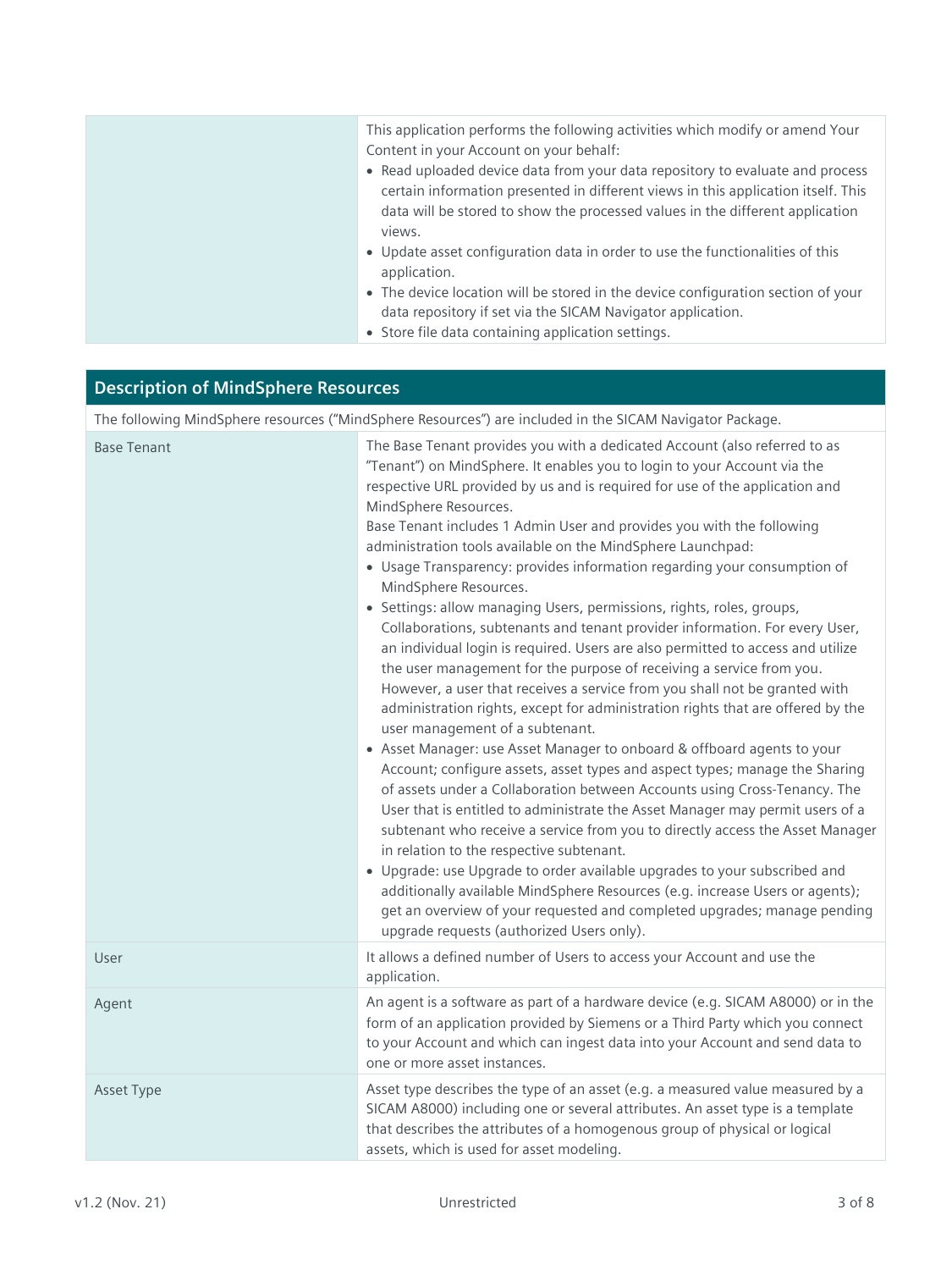| | |
|---|---|
| | This application performs the following activities which modify or amend Your Content in your Account on your behalf:<br>• Read uploaded device data from your data repository to evaluate and process certain information presented in different views in this application itself. This data will be stored to show the processed values in the different application views.<br>• Update asset configuration data in order to use the functionalities of this application.<br>• The device location will be stored in the device configuration section of your data repository if set via the SICAM Navigator application.<br>• Store file data containing application settings. |

## Description of MindSphere Resources

The following MindSphere resources ("MindSphere Resources") are included in the SICAM Navigator Package.

| | |
|---|---|
| Base Tenant | The Base Tenant provides you with a dedicated Account (also referred to as "Tenant") on MindSphere. It enables you to login to your Account via the respective URL provided by us and is required for use of the application and MindSphere Resources.<br>Base Tenant includes 1 Admin User and provides you with the following administration tools available on the MindSphere Launchpad:<br>• Usage Transparency: provides information regarding your consumption of MindSphere Resources.<br>• Settings: allow managing Users, permissions, rights, roles, groups, Collaborations, subtenants and tenant provider information. For every User, an individual login is required. Users are also permitted to access and utilize the user management for the purpose of receiving a service from you. However, a user that receives a service from you shall not be granted with administration rights, except for administration rights that are offered by the user management of a subtenant.<br>• Asset Manager: use Asset Manager to onboard & offboard agents to your Account; configure assets, asset types and aspect types; manage the Sharing of assets under a Collaboration between Accounts using Cross-Tenancy. The User that is entitled to administrate the Asset Manager may permit users of a subtenant who receive a service from you to directly access the Asset Manager in relation to the respective subtenant.<br>• Upgrade: use Upgrade to order available upgrades to your subscribed and additionally available MindSphere Resources (e.g. increase Users or agents); get an overview of your requested and completed upgrades; manage pending upgrade requests (authorized Users only). |
| User | It allows a defined number of Users to access your Account and use the application. |
| Agent | An agent is a software as part of a hardware device (e.g. SICAM A8000) or in the form of an application provided by Siemens or a Third Party which you connect to your Account and which can ingest data into your Account and send data to one or more asset instances. |
| Asset Type | Asset type describes the type of an asset (e.g. a measured value measured by a SICAM A8000) including one or several attributes. An asset type is a template that describes the attributes of a homogenous group of physical or logical assets, which is used for asset modeling. |

v1.2 (Nov. 21) Unrestricted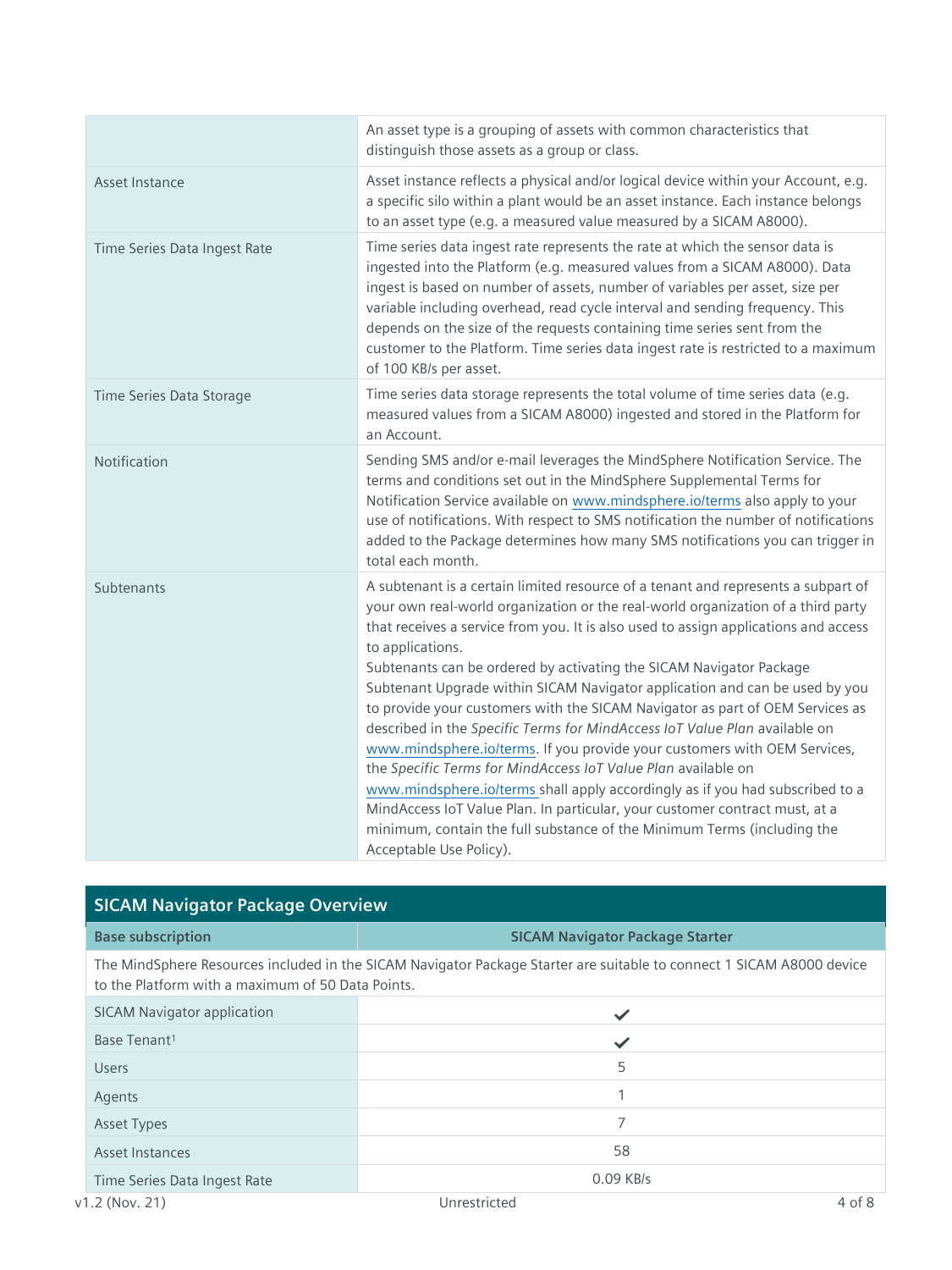| | |
|---|---|
| | An asset type is a grouping of assets with common characteristics that distinguish those assets as a group or class. |
| Asset Instance | Asset instance reflects a physical and/or logical device within your Account, e.g. a specific silo within a plant would be an asset instance. Each instance belongs to an asset type (e.g. a measured value measured by a SICAM A8000). |
| Time Series Data Ingest Rate | Time series data ingest rate represents the rate at which the sensor data is ingested into the Platform (e.g. measured values from a SICAM A8000). Data ingest is based on number of assets, number of variables per asset, size per variable including overhead, read cycle interval and sending frequency. This depends on the size of the requests containing time series sent from the customer to the Platform. Time series data ingest rate is restricted to a maximum of 100 KB/s per asset. |
| Time Series Data Storage | Time series data storage represents the total volume of time series data (e.g. measured values from a SICAM A8000) ingested and stored in the Platform for an Account. |
| Notification | Sending SMS and/or e-mail leverages the MindSphere Notification Service. The terms and conditions set out in the MindSphere Supplemental Terms for Notification Service available on www.mindsphere.io/terms also apply to your use of notifications. With respect to SMS notification the number of notifications added to the Package determines how many SMS notifications you can trigger in total each month. |
| Subtenants | A subtenant is a certain limited resource of a tenant and represents a subpart of your own real-world organization or the real-world organization of a third party that receives a service from you. It is also used to assign applications and access to applications.<br>Subtenants can be ordered by activating the SICAM Navigator Package Subtenant Upgrade within SICAM Navigator application and can be used by you to provide your customers with the SICAM Navigator as part of OEM Services as described in the *Specific Terms for MindAccess IoT Value Plan* available on www.mindsphere.io/terms. If you provide your customers with OEM Services, the *Specific Terms for MindAccess IoT Value Plan* available on www.mindsphere.io/terms shall apply accordingly as if you had subscribed to a MindAccess IoT Value Plan. In particular, your customer contract must, at a minimum, contain the full substance of the Minimum Terms (including the Acceptable Use Policy). |

## SICAM Navigator Package Overview

| **Base subscription** | **SICAM Navigator Package Starter** |
|---|---|
| The MindSphere Resources included in the SICAM Navigator Package Starter are suitable to connect 1 SICAM A8000 device to the Platform with a maximum of 50 Data Points. | |
| SICAM Navigator application | ✓ |
| Base Tenant[1] | ✓ |
| Users | 5 |
| Agents | 1 |
| Asset Types | 7 |
| Asset Instances | 58 |
| Time Series Data Ingest Rate | 0.09 KB/s |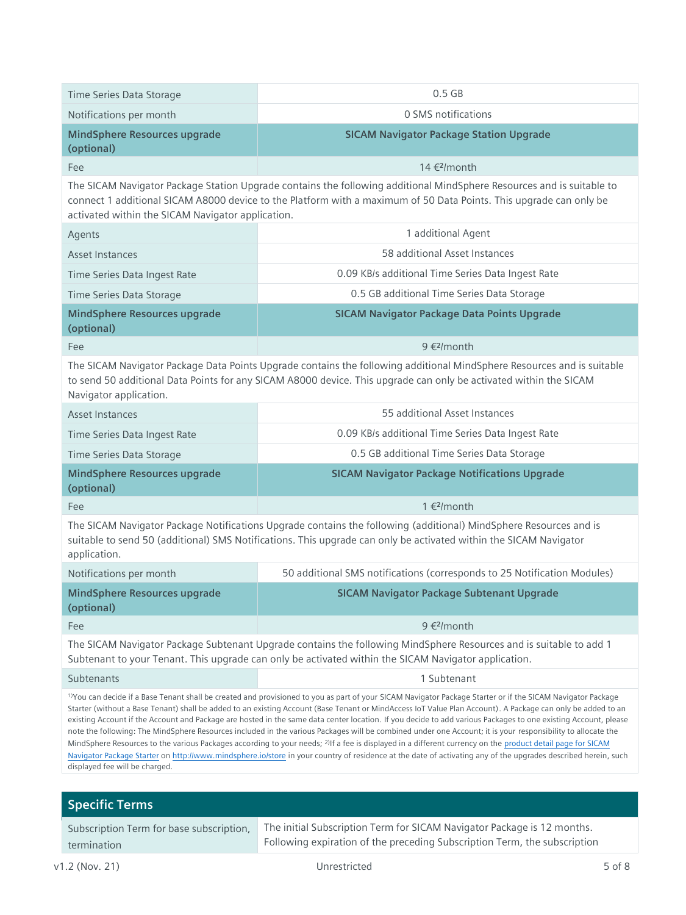| | |
|---|---|
| Time Series Data Storage | 0.5 GB |
| Notifications per month | 0 SMS notifications |
| **MindSphere Resources upgrade (optional)** | **SICAM Navigator Package Station Upgrade** |
| Fee | 14 €[2]/month |
| The SICAM Navigator Package Station Upgrade contains the following additional MindSphere Resources and is suitable to connect 1 additional SICAM A8000 device to the Platform with a maximum of 50 Data Points. This upgrade can only be activated within the SICAM Navigator application. | |
| Agents | 1 additional Agent |
| Asset Instances | 58 additional Asset Instances |
| Time Series Data Ingest Rate | 0.09 KB/s additional Time Series Data Ingest Rate |
| Time Series Data Storage | 0.5 GB additional Time Series Data Storage |
| **MindSphere Resources upgrade (optional)** | **SICAM Navigator Package Data Points Upgrade** |
| Fee | 9 €[2]/month |
| The SICAM Navigator Package Data Points Upgrade contains the following additional MindSphere Resources and is suitable to send 50 additional Data Points for any SICAM A8000 device. This upgrade can only be activated within the SICAM Navigator application. | |
| Asset Instances | 55 additional Asset Instances |
| Time Series Data Ingest Rate | 0.09 KB/s additional Time Series Data Ingest Rate |
| Time Series Data Storage | 0.5 GB additional Time Series Data Storage |
| **MindSphere Resources upgrade (optional)** | **SICAM Navigator Package Notifications Upgrade** |
| Fee | 1 €[2]/month |
| The SICAM Navigator Package Notifications Upgrade contains the following (additional) MindSphere Resources and is suitable to send 50 (additional) SMS Notifications. This upgrade can only be activated within the SICAM Navigator application. | |
| Notifications per month | 50 additional SMS notifications (corresponds to 25 Notification Modules) |
| **MindSphere Resources upgrade (optional)** | **SICAM Navigator Package Subtenant Upgrade** |
| Fee | 9 €[2]/month |
| The SICAM Navigator Package Subtenant Upgrade contains the following MindSphere Resources and is suitable to add 1 Subtenant to your Tenant. This upgrade can only be activated within the SICAM Navigator application. | |
| Subtenants | 1 Subtenant |

[1])You can decide if a Base Tenant shall be created and provisioned to you as part of your SICAM Navigator Package Starter or if the SICAM Navigator Package Starter (without a Base Tenant) shall be added to an existing Account (Base Tenant or MindAccess IoT Value Plan Account). A Package can only be added to an existing Account if the Account and Package are hosted in the same data center location. If you decide to add various Packages to one existing Account, please note the following: The MindSphere Resources included in the various Packages will be combined under one Account; it is your responsibility to allocate the MindSphere Resources to the various Packages according to your needs; [2])If a fee is displayed in a different currency on the product detail page for SICAM Navigator Package Starter on http://www.mindsphere.io/store in your country of residence at the date of activating any of the upgrades described herein, such displayed fee will be charged.

## Specific Terms

| | |
|---|---|
| Subscription Term for base subscription, termination | The initial Subscription Term for SICAM Navigator Package is 12 months. Following expiration of the preceding Subscription Term, the subscription |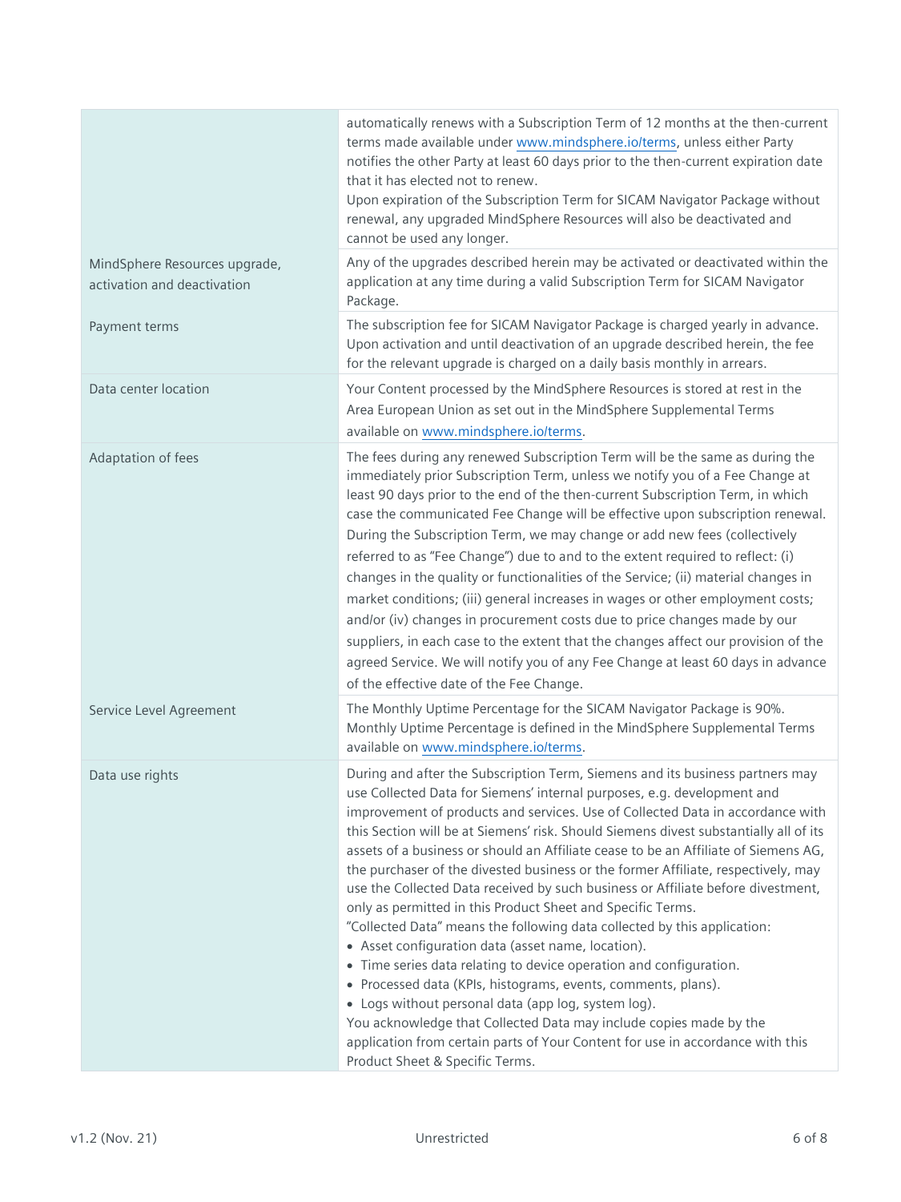| | |
|---|---|
| | automatically renews with a Subscription Term of 12 months at the then-current terms made available under www.mindsphere.io/terms, unless either Party notifies the other Party at least 60 days prior to the then-current expiration date that it has elected not to renew.<br>Upon expiration of the Subscription Term for SICAM Navigator Package without renewal, any upgraded MindSphere Resources will also be deactivated and cannot be used any longer. |
| MindSphere Resources upgrade, activation and deactivation | Any of the upgrades described herein may be activated or deactivated within the application at any time during a valid Subscription Term for SICAM Navigator Package. |
| Payment terms | The subscription fee for SICAM Navigator Package is charged yearly in advance. Upon activation and until deactivation of an upgrade described herein, the fee for the relevant upgrade is charged on a daily basis monthly in arrears. |
| Data center location | Your Content processed by the MindSphere Resources is stored at rest in the Area European Union as set out in the MindSphere Supplemental Terms available on www.mindsphere.io/terms. |
| Adaptation of fees | The fees during any renewed Subscription Term will be the same as during the immediately prior Subscription Term, unless we notify you of a Fee Change at least 90 days prior to the end of the then-current Subscription Term, in which case the communicated Fee Change will be effective upon subscription renewal. During the Subscription Term, we may change or add new fees (collectively referred to as "Fee Change") due to and to the extent required to reflect: (i) changes in the quality or functionalities of the Service; (ii) material changes in market conditions; (iii) general increases in wages or other employment costs; and/or (iv) changes in procurement costs due to price changes made by our suppliers, in each case to the extent that the changes affect our provision of the agreed Service. We will notify you of any Fee Change at least 60 days in advance of the effective date of the Fee Change. |
| Service Level Agreement | The Monthly Uptime Percentage for the SICAM Navigator Package is 90%. Monthly Uptime Percentage is defined in the MindSphere Supplemental Terms available on www.mindsphere.io/terms. |
| Data use rights | During and after the Subscription Term, Siemens and its business partners may use Collected Data for Siemens' internal purposes, e.g. development and improvement of products and services. Use of Collected Data in accordance with this Section will be at Siemens' risk. Should Siemens divest substantially all of its assets of a business or should an Affiliate cease to be an Affiliate of Siemens AG, the purchaser of the divested business or the former Affiliate, respectively, may use the Collected Data received by such business or Affiliate before divestment, only as permitted in this Product Sheet and Specific Terms.<br>"Collected Data" means the following data collected by this application:<br>• Asset configuration data (asset name, location).<br>• Time series data relating to device operation and configuration.<br>• Processed data (KPIs, histograms, events, comments, plans).<br>• Logs without personal data (app log, system log).<br>You acknowledge that Collected Data may include copies made by the application from certain parts of Your Content for use in accordance with this Product Sheet & Specific Terms. |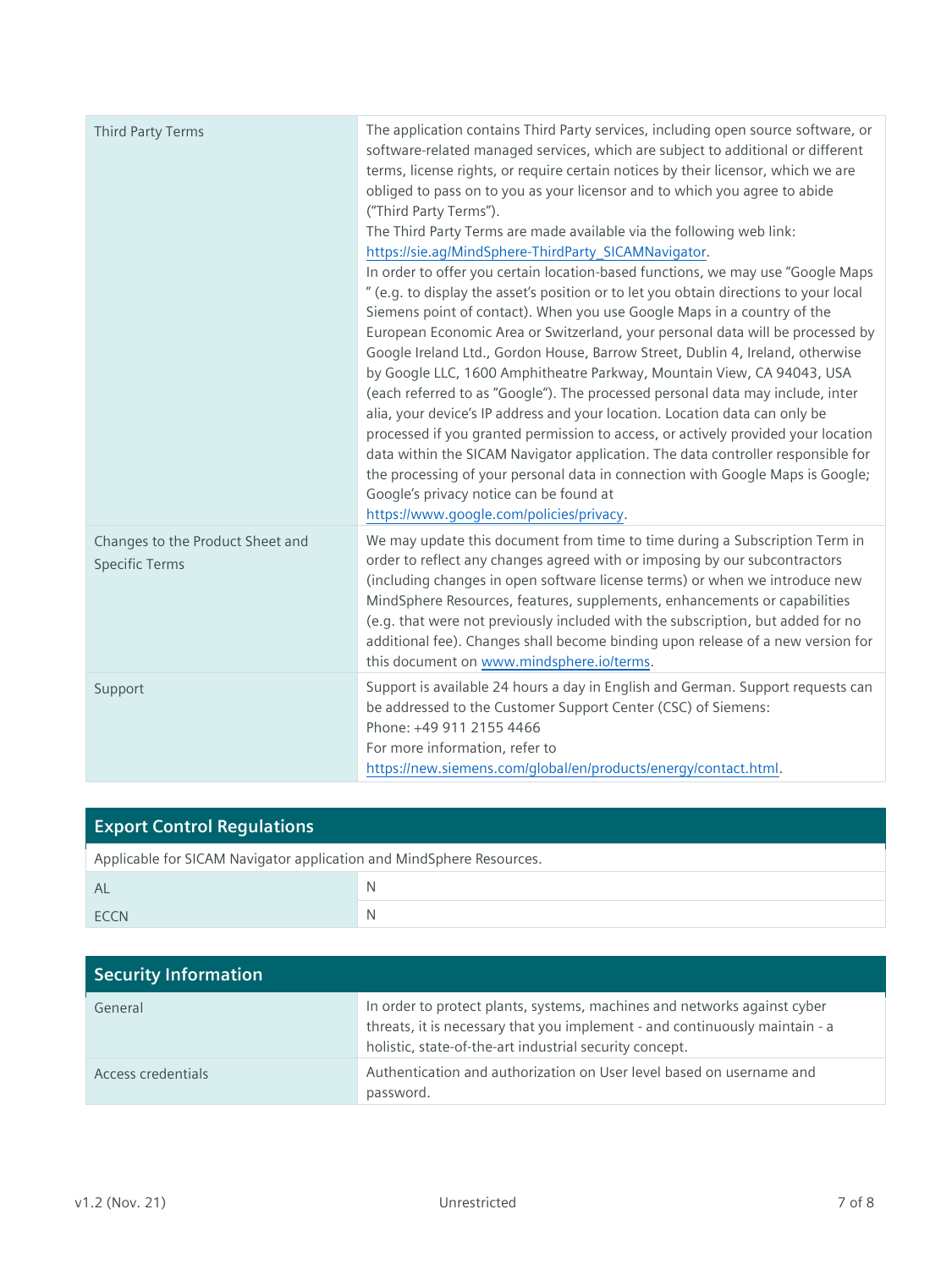| | |
|---|---|
| Third Party Terms | The application contains Third Party services, including open source software, or software-related managed services, which are subject to additional or different terms, license rights, or require certain notices by their licensor, which we are obliged to pass on to you as your licensor and to which you agree to abide ("Third Party Terms").<br>The Third Party Terms are made available via the following web link: https://sie.ag/MindSphere-ThirdParty_SICAMNavigator.<br>In order to offer you certain location-based functions, we may use "Google Maps " (e.g. to display the asset's position or to let you obtain directions to your local Siemens point of contact). When you use Google Maps in a country of the European Economic Area or Switzerland, your personal data will be processed by Google Ireland Ltd., Gordon House, Barrow Street, Dublin 4, Ireland, otherwise by Google LLC, 1600 Amphitheatre Parkway, Mountain View, CA 94043, USA (each referred to as "Google"). The processed personal data may include, inter alia, your device's IP address and your location. Location data can only be processed if you granted permission to access, or actively provided your location data within the SICAM Navigator application. The data controller responsible for the processing of your personal data in connection with Google Maps is Google; Google's privacy notice can be found at https://www.google.com/policies/privacy. |
| Changes to the Product Sheet and Specific Terms | We may update this document from time to time during a Subscription Term in order to reflect any changes agreed with or imposing by our subcontractors (including changes in open software license terms) or when we introduce new MindSphere Resources, features, supplements, enhancements or capabilities (e.g. that were not previously included with the subscription, but added for no additional fee). Changes shall become binding upon release of a new version for this document on www.mindsphere.io/terms. |
| Support | Support is available 24 hours a day in English and German. Support requests can be addressed to the Customer Support Center (CSC) of Siemens:<br>Phone: +49 911 2155 4466<br>For more information, refer to https://new.siemens.com/global/en/products/energy/contact.html. |

## Export Control Regulations

Applicable for SICAM Navigator application and MindSphere Resources.

| | |
|---|---|
| AL | N |
| ECCN | N |

## Security Information

| | |
|---|---|
| General | In order to protect plants, systems, machines and networks against cyber threats, it is necessary that you implement - and continuously maintain - a holistic, state-of-the-art industrial security concept. |
| Access credentials | Authentication and authorization on User level based on username and password. |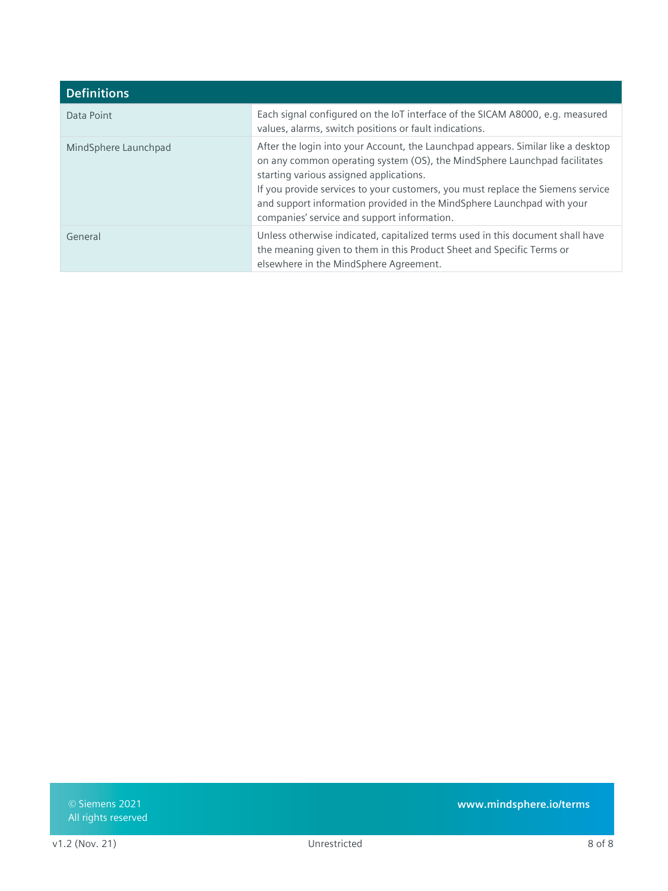| Definitions | |
|---|---|
| Data Point | Each signal configured on the IoT interface of the SICAM A8000, e.g. measured values, alarms, switch positions or fault indications. |
| MindSphere Launchpad | After the login into your Account, the Launchpad appears. Similar like a desktop on any common operating system (OS), the MindSphere Launchpad facilitates starting various assigned applications.<br>If you provide services to your customers, you must replace the Siemens service and support information provided in the MindSphere Launchpad with your companies' service and support information. |
| General | Unless otherwise indicated, capitalized terms used in this document shall have the meaning given to them in this Product Sheet and Specific Terms or elsewhere in the MindSphere Agreement. |

© Siemens 2021
All rights reserved

www.mindsphere.io/terms

v1.2 (Nov. 21)

Unrestricted